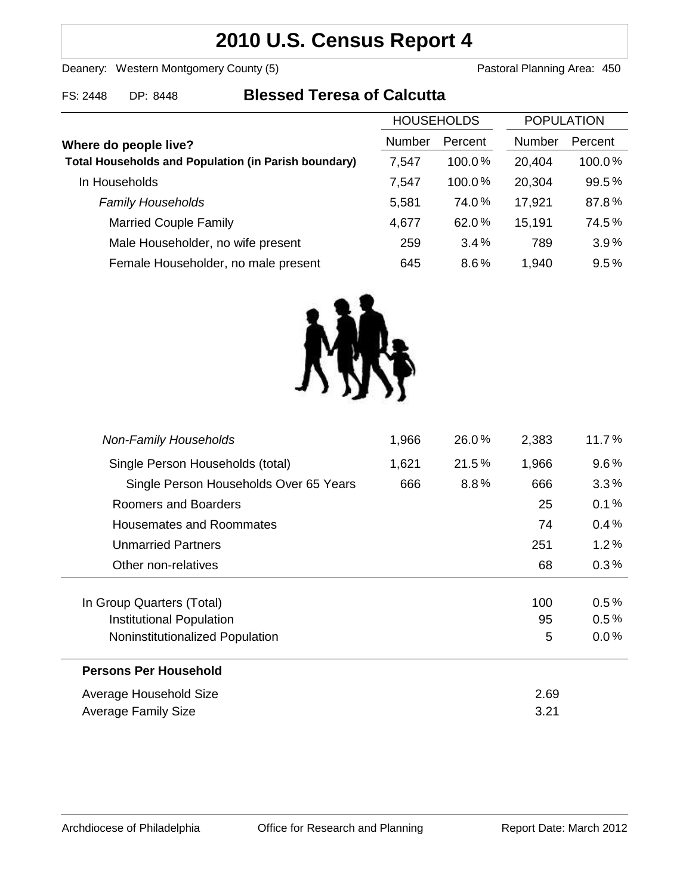# 2010 U.S. Census Report 4

Deanery: Western Montgomery County (5)  Pastoral Planning Area: 450

FS: 2448  DP: 8448

## Blessed Teresa of Calcutta

| Where do people live? | HOUSEHOLDS | | POPULATION | |
|---|---|---|---|---|
| | Number | Percent | Number | Percent |
| **Total Households and Population (in Parish boundary)** | 7,547 | 100.0% | 20,404 | 100.0% |
| In Households | 7,547 | 100.0% | 20,304 | 99.5% |
| *Family Households* | 5,581 | 74.0% | 17,921 | 87.8% |
| Married Couple Family | 4,677 | 62.0% | 15,191 | 74.5% |
| Male Householder, no wife present | 259 | 3.4% | 789 | 3.9% |
| Female Householder, no male present | 645 | 8.6% | 1,940 | 9.5% |
| *Non-Family Households* | 1,966 | 26.0% | 2,383 | 11.7% |
| Single Person Households (total) | 1,621 | 21.5% | 1,966 | 9.6% |
| Single Person Households Over 65 Years | 666 | 8.8% | 666 | 3.3% |
| Roomers and Boarders | | | 25 | 0.1% |
| Housemates and Roommates | | | 74 | 0.4% |
| Unmarried Partners | | | 251 | 1.2% |
| Other non-relatives | | | 68 | 0.3% |
| In Group Quarters (Total) | | | 100 | 0.5% |
| Institutional Population | | | 95 | 0.5% |
| Noninstitutionalized Population | | | 5 | 0.0% |

**Persons Per Household**

| | |
|---|---|
| Average Household Size | 2.69 |
| Average Family Size | 3.21 |

Archdiocese of Philadelphia  Office for Research and Planning  Report Date: March 2012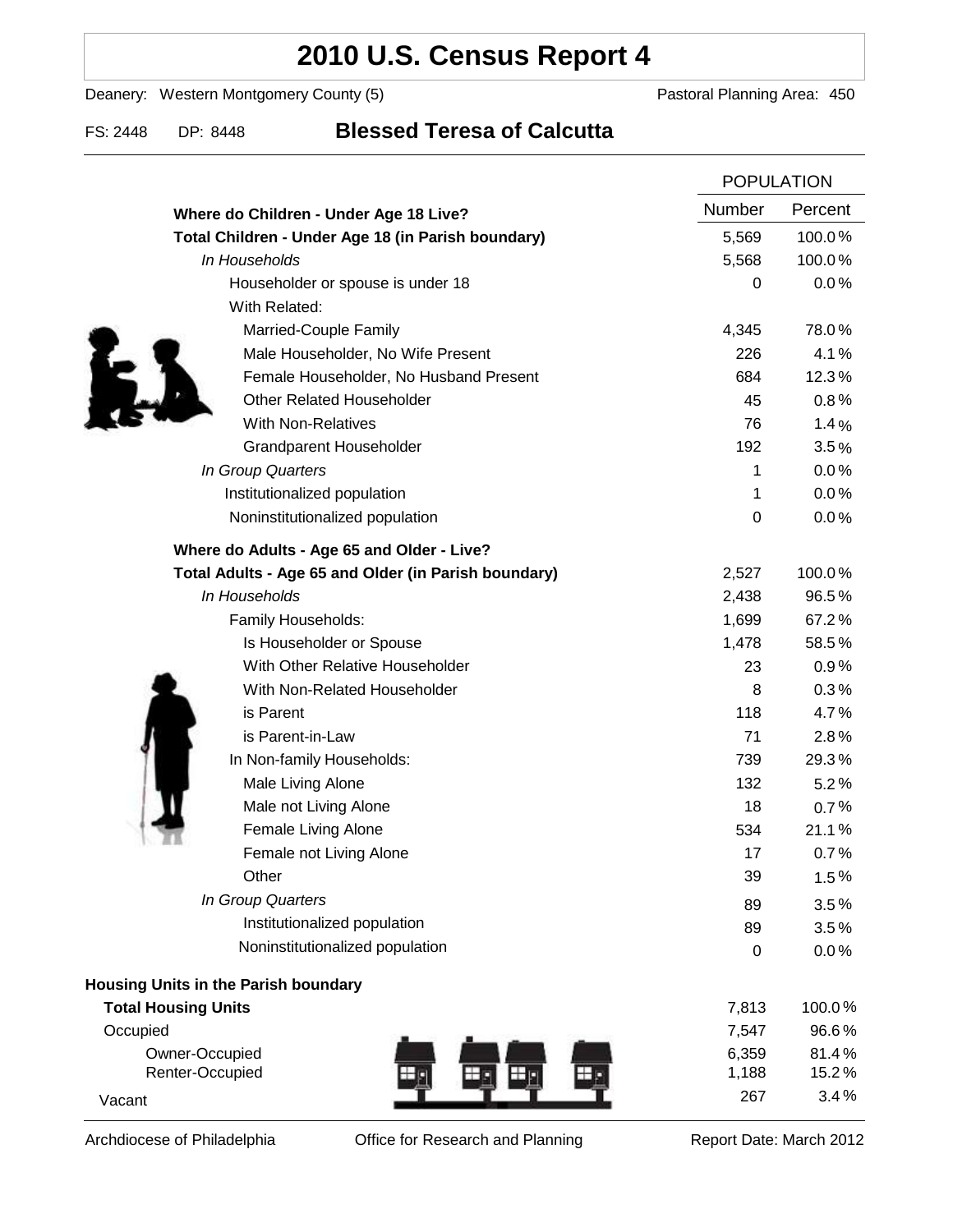# 2010 U.S. Census Report 4

Deanery: Western Montgomery County (5) Pastoral Planning Area: 450

FS: 2448 DP: 8448 **Blessed Teresa of Calcutta**

| | POPULATION | |
|---|---|---|
| **Where do Children - Under Age 18 Live?** | Number | Percent |
| **Total Children - Under Age 18 (in Parish boundary)** | 5,569 | 100.0% |
| *In Households* | 5,568 | 100.0% |
| Householder or spouse is under 18 | 0 | 0.0% |
| With Related: | | |
| Married-Couple Family | 4,345 | 78.0% |
| Male Householder, No Wife Present | 226 | 4.1% |
| Female Householder, No Husband Present | 684 | 12.3% |
| Other Related Householder | 45 | 0.8% |
| With Non-Relatives | 76 | 1.4% |
| Grandparent Householder | 192 | 3.5% |
| *In Group Quarters* | 1 | 0.0% |
| Institutionalized population | 1 | 0.0% |
| Noninstitutionalized population | 0 | 0.0% |
| **Where do Adults - Age 65 and Older - Live?** | | |
| **Total Adults - Age 65 and Older (in Parish boundary)** | 2,527 | 100.0% |
| *In Households* | 2,438 | 96.5% |
| Family Households: | 1,699 | 67.2% |
| Is Householder or Spouse | 1,478 | 58.5% |
| With Other Relative Householder | 23 | 0.9% |
| With Non-Related Householder | 8 | 0.3% |
| is Parent | 118 | 4.7% |
| is Parent-in-Law | 71 | 2.8% |
| In Non-family Households: | 739 | 29.3% |
| Male Living Alone | 132 | 5.2% |
| Male not Living Alone | 18 | 0.7% |
| Female Living Alone | 534 | 21.1% |
| Female not Living Alone | 17 | 0.7% |
| Other | 39 | 1.5% |
| *In Group Quarters* | 89 | 3.5% |
| Institutionalized population | 89 | 3.5% |
| Noninstitutionalized population | 0 | 0.0% |
| **Housing Units in the Parish boundary** | | |
| **Total Housing Units** | 7,813 | 100.0% |
| Occupied | 7,547 | 96.6% |
| Owner-Occupied | 6,359 | 81.4% |
| Renter-Occupied | 1,188 | 15.2% |
| Vacant | 267 | 3.4% |

Archdiocese of Philadelphia Office for Research and Planning Report Date: March 2012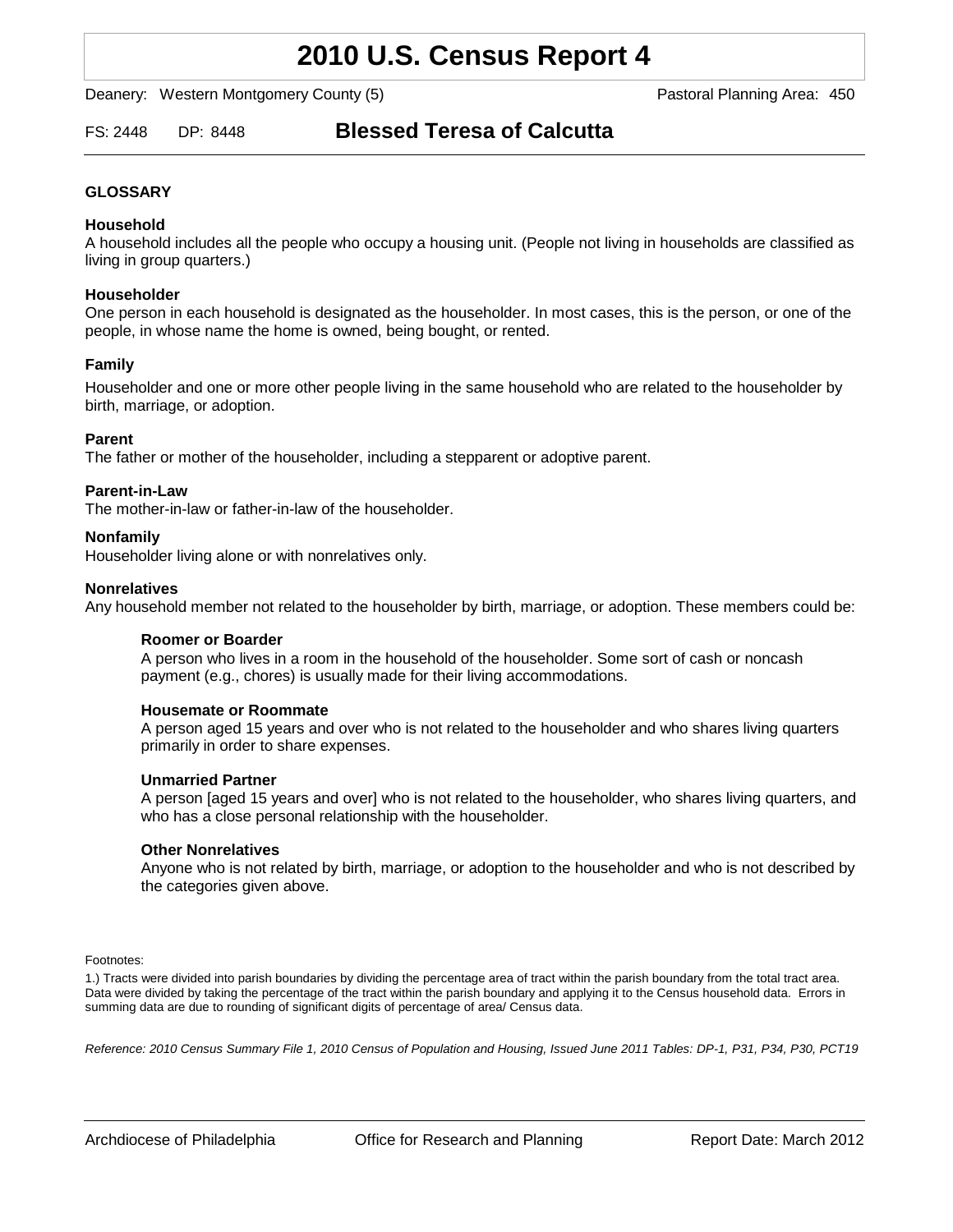# 2010 U.S. Census Report 4

Deanery: Western Montgomery County (5) Pastoral Planning Area: 450

FS: 2448 DP: 8448 **Blessed Teresa of Calcutta**

## GLOSSARY

**Household**

A household includes all the people who occupy a housing unit. (People not living in households are classified as living in group quarters.)

**Householder**

One person in each household is designated as the householder. In most cases, this is the person, or one of the people, in whose name the home is owned, being bought, or rented.

**Family**

Householder and one or more other people living in the same household who are related to the householder by birth, marriage, or adoption.

**Parent**

The father or mother of the householder, including a stepparent or adoptive parent.

**Parent-in-Law**

The mother-in-law or father-in-law of the householder.

**Nonfamily**

Householder living alone or with nonrelatives only.

**Nonrelatives**

Any household member not related to the householder by birth, marriage, or adoption. These members could be:

> **Roomer or Boarder**
>
> A person who lives in a room in the household of the householder. Some sort of cash or noncash payment (e.g., chores) is usually made for their living accommodations.
>
> **Housemate or Roommate**
>
> A person aged 15 years and over who is not related to the householder and who shares living quarters primarily in order to share expenses.
>
> **Unmarried Partner**
>
> A person [aged 15 years and over] who is not related to the householder, who shares living quarters, and who has a close personal relationship with the householder.
>
> **Other Nonrelatives**
>
> Anyone who is not related by birth, marriage, or adoption to the householder and who is not described by the categories given above.

Footnotes:

1.) Tracts were divided into parish boundaries by dividing the percentage area of tract within the parish boundary from the total tract area. Data were divided by taking the percentage of the tract within the parish boundary and applying it to the Census household data. Errors in summing data are due to rounding of significant digits of percentage of area/ Census data.

*Reference: 2010 Census Summary File 1, 2010 Census of Population and Housing, Issued June 2011 Tables: DP-1, P31, P34, P30, PCT19*

Archdiocese of Philadelphia Office for Research and Planning Report Date: March 2012